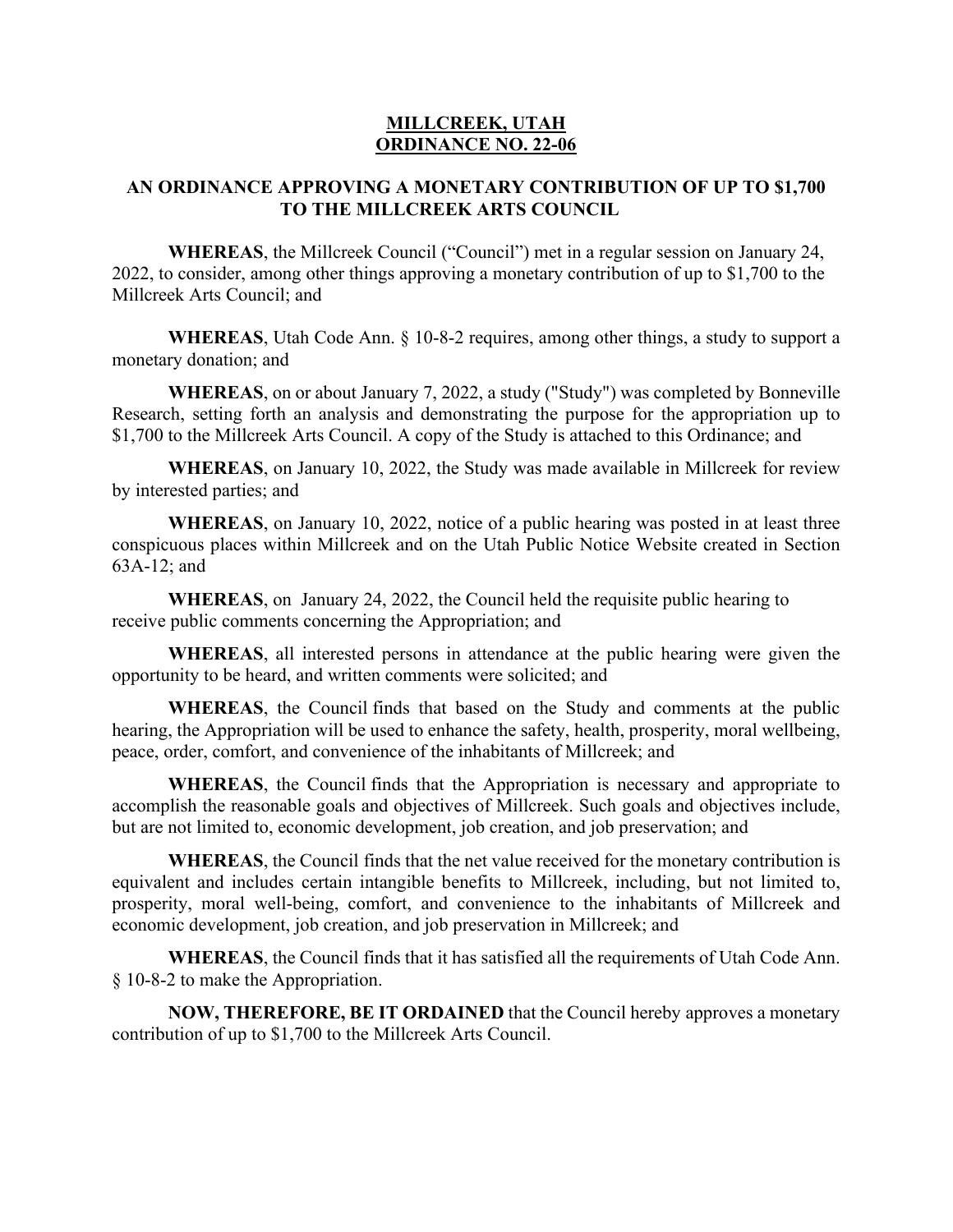# MILLCREEK, UTAH
# ORDINANCE NO. 22-06

## AN ORDINANCE APPROVING A MONETARY CONTRIBUTION OF UP TO $1,700 TO THE MILLCREEK ARTS COUNCIL

**WHEREAS**, the Millcreek Council ("Council") met in a regular session on January 24, 2022, to consider, among other things approving a monetary contribution of up to $1,700 to the Millcreek Arts Council; and

**WHEREAS**, Utah Code Ann. § 10-8-2 requires, among other things, a study to support a monetary donation; and

**WHEREAS**, on or about January 7, 2022, a study ("Study") was completed by Bonneville Research, setting forth an analysis and demonstrating the purpose for the appropriation up to $1,700 to the Millcreek Arts Council. A copy of the Study is attached to this Ordinance; and

**WHEREAS**, on January 10, 2022, the Study was made available in Millcreek for review by interested parties; and

**WHEREAS**, on January 10, 2022, notice of a public hearing was posted in at least three conspicuous places within Millcreek and on the Utah Public Notice Website created in Section 63A-12; and

**WHEREAS**, on January 24, 2022, the Council held the requisite public hearing to receive public comments concerning the Appropriation; and

**WHEREAS**, all interested persons in attendance at the public hearing were given the opportunity to be heard, and written comments were solicited; and

**WHEREAS**, the Council finds that based on the Study and comments at the public hearing, the Appropriation will be used to enhance the safety, health, prosperity, moral wellbeing, peace, order, comfort, and convenience of the inhabitants of Millcreek; and

**WHEREAS**, the Council finds that the Appropriation is necessary and appropriate to accomplish the reasonable goals and objectives of Millcreek. Such goals and objectives include, but are not limited to, economic development, job creation, and job preservation; and

**WHEREAS**, the Council finds that the net value received for the monetary contribution is equivalent and includes certain intangible benefits to Millcreek, including, but not limited to, prosperity, moral well-being, comfort, and convenience to the inhabitants of Millcreek and economic development, job creation, and job preservation in Millcreek; and

**WHEREAS**, the Council finds that it has satisfied all the requirements of Utah Code Ann. § 10-8-2 to make the Appropriation.

**NOW, THEREFORE, BE IT ORDAINED** that the Council hereby approves a monetary contribution of up to $1,700 to the Millcreek Arts Council.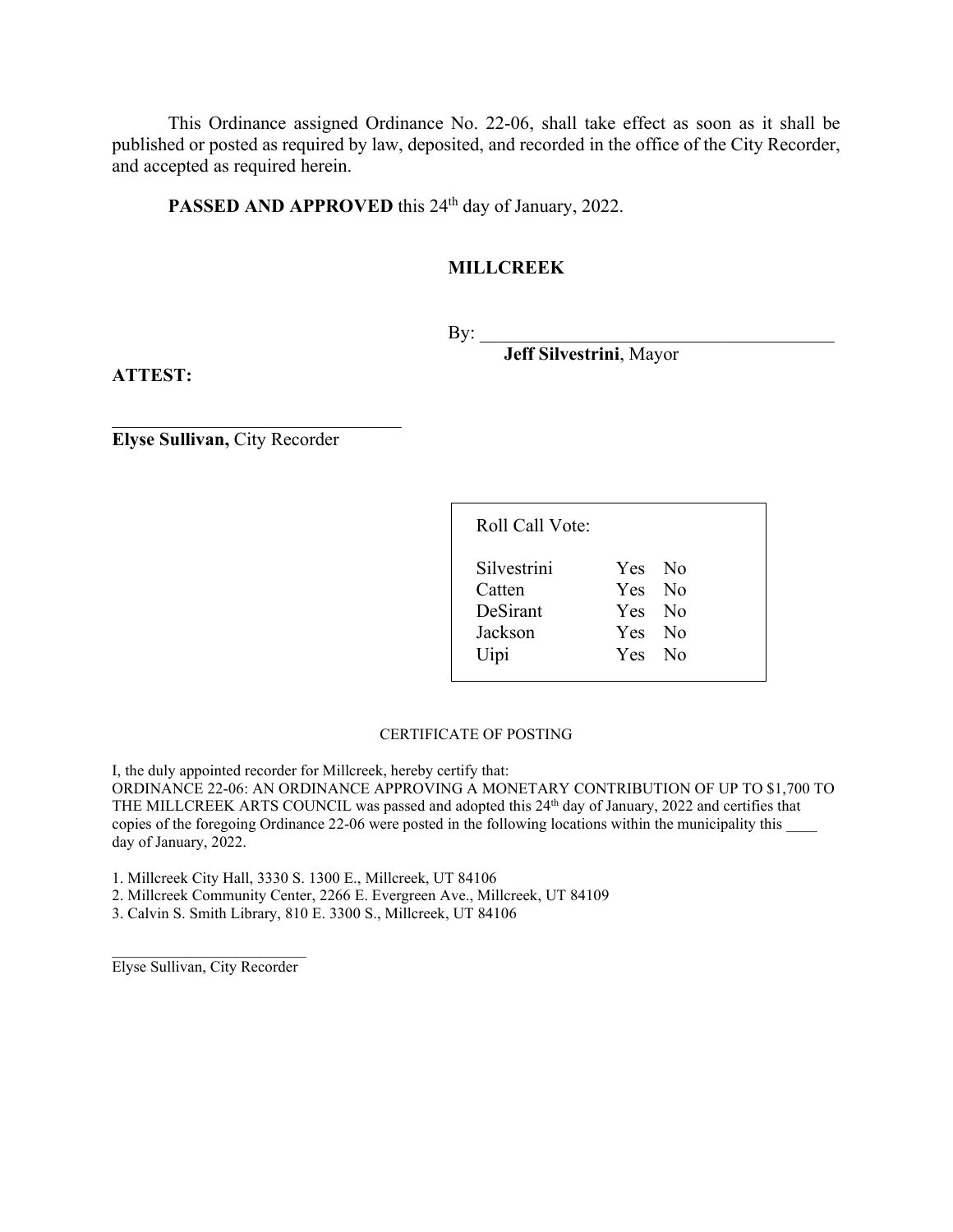This Ordinance assigned Ordinance No. 22-06, shall take effect as soon as it shall be published or posted as required by law, deposited, and recorded in the office of the City Recorder, and accepted as required herein.

**PASSED AND APPROVED** this 24th day of January, 2022.

**MILLCREEK**

By: ________________________________________
**Jeff Silvestrini**, Mayor

**ATTEST:**

________________________________
**Elyse Sullivan,** City Recorder

| Roll Call Vote: | | |
|---|---|---|
| Silvestrini | Yes | No |
| Catten | Yes | No |
| DeSirant | Yes | No |
| Jackson | Yes | No |
| Uipi | Yes | No |

CERTIFICATE OF POSTING

I, the duly appointed recorder for Millcreek, hereby certify that:
ORDINANCE 22-06: AN ORDINANCE APPROVING A MONETARY CONTRIBUTION OF UP TO $1,700 TO THE MILLCREEK ARTS COUNCIL was passed and adopted this 24th day of January, 2022 and certifies that copies of the foregoing Ordinance 22-06 were posted in the following locations within the municipality this ____ day of January, 2022.

1. Millcreek City Hall, 3330 S. 1300 E., Millcreek, UT 84106
2. Millcreek Community Center, 2266 E. Evergreen Ave., Millcreek, UT 84109
3. Calvin S. Smith Library, 810 E. 3300 S., Millcreek, UT 84106

___________________________
Elyse Sullivan, City Recorder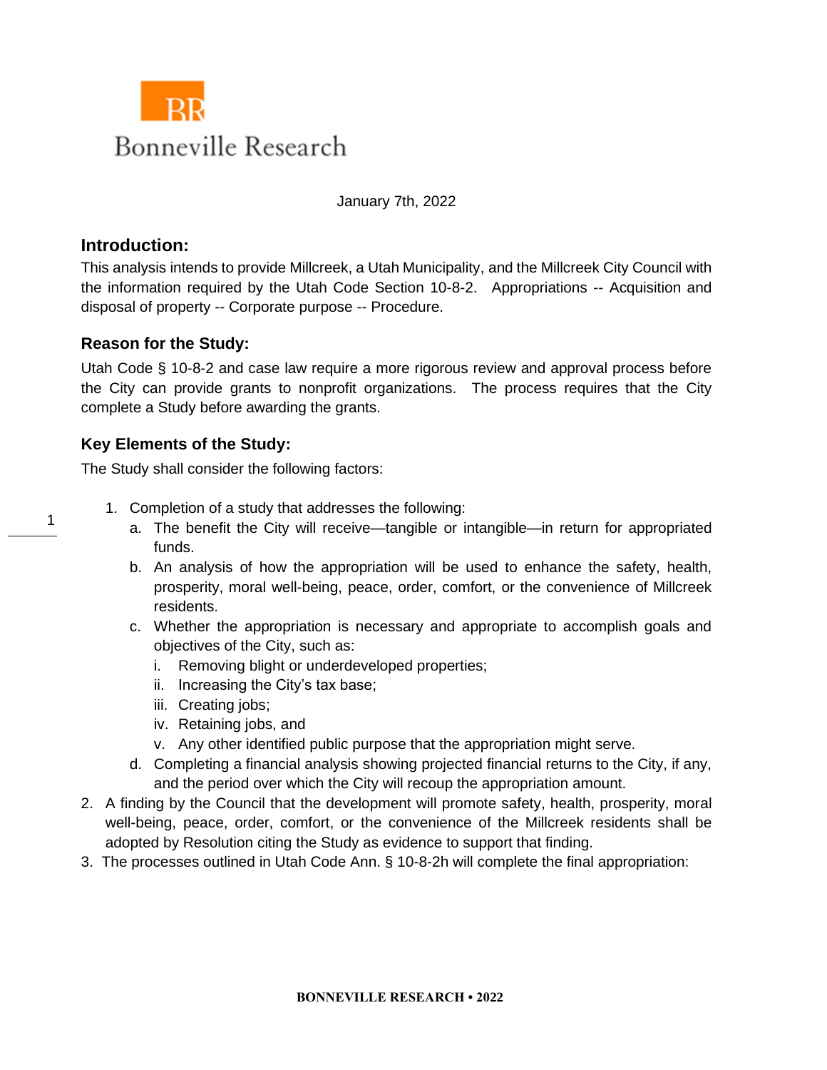Bonneville Research

January 7th, 2022

## Introduction:

This analysis intends to provide Millcreek, a Utah Municipality, and the Millcreek City Council with the information required by the Utah Code Section 10-8-2. Appropriations -- Acquisition and disposal of property -- Corporate purpose -- Procedure.

### Reason for the Study:

Utah Code § 10-8-2 and case law require a more rigorous review and approval process before the City can provide grants to nonprofit organizations. The process requires that the City complete a Study before awarding the grants.

### Key Elements of the Study:

The Study shall consider the following factors:

1. Completion of a study that addresses the following:
   a. The benefit the City will receive—tangible or intangible—in return for appropriated funds.
   b. An analysis of how the appropriation will be used to enhance the safety, health, prosperity, moral well-being, peace, order, comfort, or the convenience of Millcreek residents.
   c. Whether the appropriation is necessary and appropriate to accomplish goals and objectives of the City, such as:
      i. Removing blight or underdeveloped properties;
      ii. Increasing the City's tax base;
      iii. Creating jobs;
      iv. Retaining jobs, and
      v. Any other identified public purpose that the appropriation might serve.
   d. Completing a financial analysis showing projected financial returns to the City, if any, and the period over which the City will recoup the appropriation amount.
2. A finding by the Council that the development will promote safety, health, prosperity, moral well-being, peace, order, comfort, or the convenience of the Millcreek residents shall be adopted by Resolution citing the Study as evidence to support that finding.
3. The processes outlined in Utah Code Ann. § 10-8-2h will complete the final appropriation: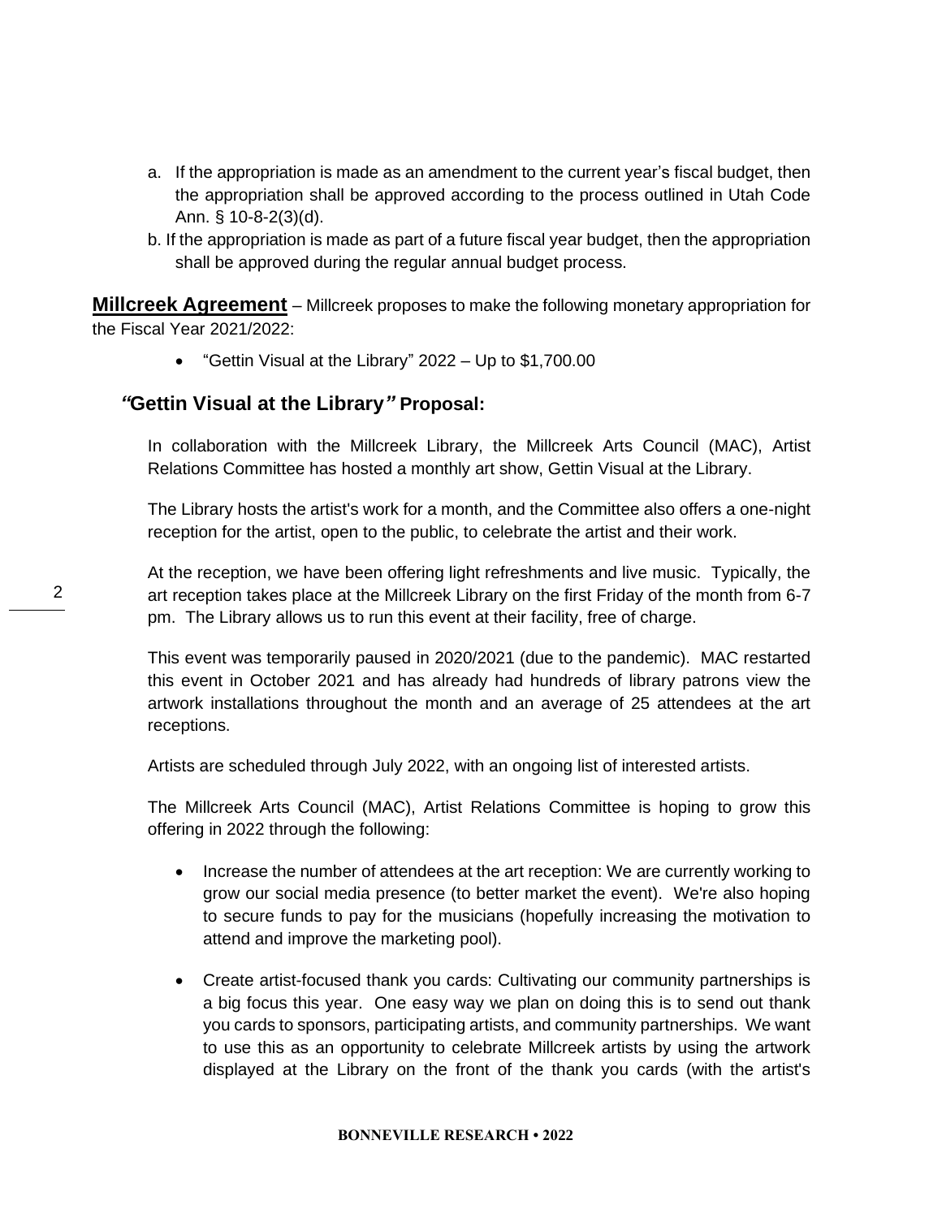a. If the appropriation is made as an amendment to the current year's fiscal budget, then the appropriation shall be approved according to the process outlined in Utah Code Ann. § 10-8-2(3)(d).

b. If the appropriation is made as part of a future fiscal year budget, then the appropriation shall be approved during the regular annual budget process.

**Millcreek Agreement** – Millcreek proposes to make the following monetary appropriation for the Fiscal Year 2021/2022:

- "Gettin Visual at the Library" 2022 – Up to $1,700.00

### *"Gettin Visual at the Library"* Proposal:

In collaboration with the Millcreek Library, the Millcreek Arts Council (MAC), Artist Relations Committee has hosted a monthly art show, Gettin Visual at the Library.

The Library hosts the artist's work for a month, and the Committee also offers a one-night reception for the artist, open to the public, to celebrate the artist and their work.

At the reception, we have been offering light refreshments and live music. Typically, the art reception takes place at the Millcreek Library on the first Friday of the month from 6-7 pm. The Library allows us to run this event at their facility, free of charge.

This event was temporarily paused in 2020/2021 (due to the pandemic). MAC restarted this event in October 2021 and has already had hundreds of library patrons view the artwork installations throughout the month and an average of 25 attendees at the art receptions.

Artists are scheduled through July 2022, with an ongoing list of interested artists.

The Millcreek Arts Council (MAC), Artist Relations Committee is hoping to grow this offering in 2022 through the following:

- Increase the number of attendees at the art reception: We are currently working to grow our social media presence (to better market the event). We're also hoping to secure funds to pay for the musicians (hopefully increasing the motivation to attend and improve the marketing pool).

- Create artist-focused thank you cards: Cultivating our community partnerships is a big focus this year. One easy way we plan on doing this is to send out thank you cards to sponsors, participating artists, and community partnerships. We want to use this as an opportunity to celebrate Millcreek artists by using the artwork displayed at the Library on the front of the thank you cards (with the artist's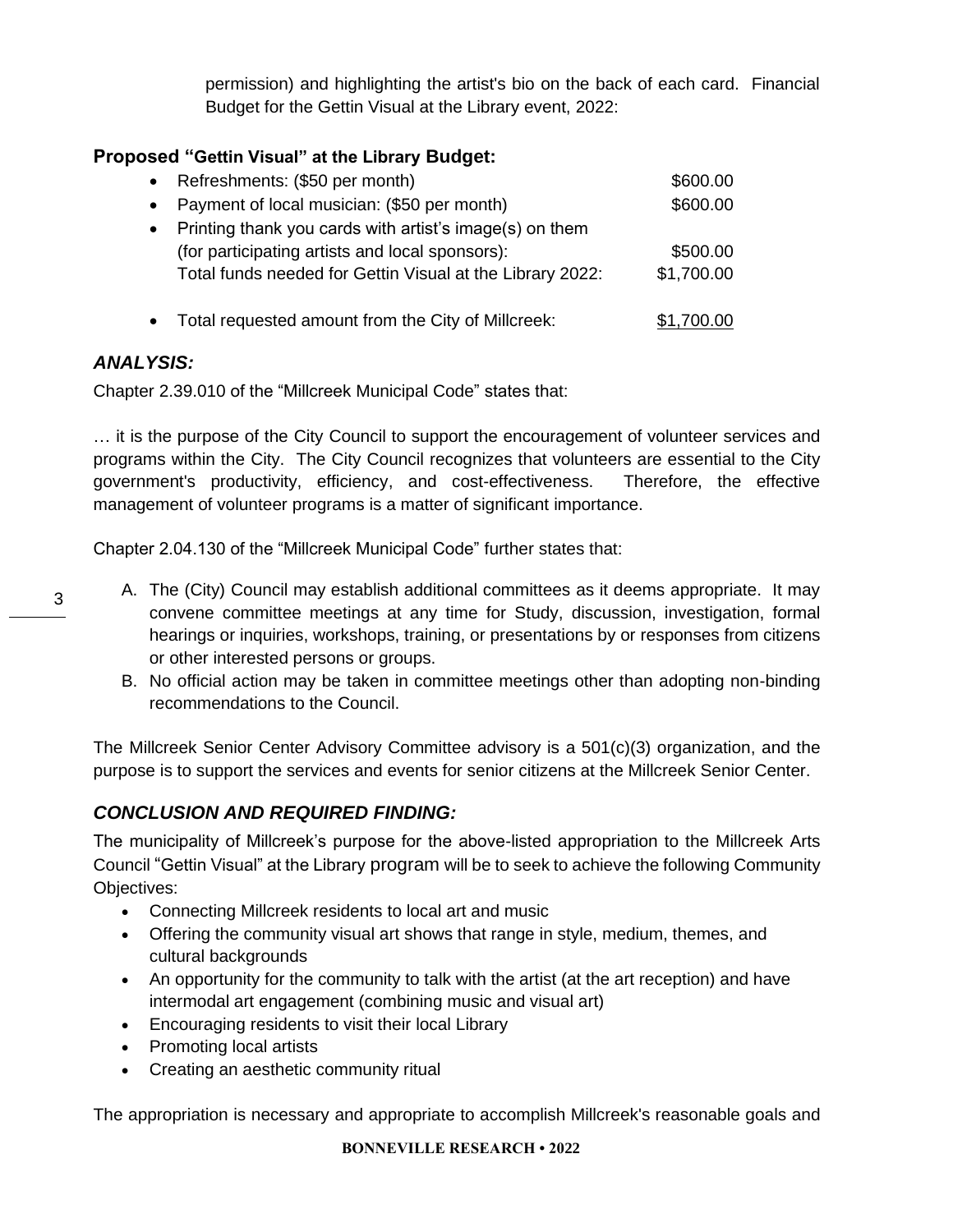permission) and highlighting the artist's bio on the back of each card. Financial Budget for the Gettin Visual at the Library event, 2022:

### Proposed "Gettin Visual" at the Library Budget:

| Item | Amount |
|---|---|
| • Refreshments: ($50 per month) | $600.00 |
| • Payment of local musician: ($50 per month) | $600.00 |
| • Printing thank you cards with artist's image(s) on them (for participating artists and local sponsors): | $500.00 |
| Total funds needed for Gettin Visual at the Library 2022: | $1,700.00 |
| • Total requested amount from the City of Millcreek: | $1,700.00 |

### *ANALYSIS:*

Chapter 2.39.010 of the "Millcreek Municipal Code" states that:

… it is the purpose of the City Council to support the encouragement of volunteer services and programs within the City. The City Council recognizes that volunteers are essential to the City government's productivity, efficiency, and cost-effectiveness. Therefore, the effective management of volunteer programs is a matter of significant importance.

Chapter 2.04.130 of the "Millcreek Municipal Code" further states that:

A. The (City) Council may establish additional committees as it deems appropriate. It may convene committee meetings at any time for Study, discussion, investigation, formal hearings or inquiries, workshops, training, or presentations by or responses from citizens or other interested persons or groups.

B. No official action may be taken in committee meetings other than adopting non-binding recommendations to the Council.

The Millcreek Senior Center Advisory Committee advisory is a 501(c)(3) organization, and the purpose is to support the services and events for senior citizens at the Millcreek Senior Center.

### *CONCLUSION AND REQUIRED FINDING:*

The municipality of Millcreek's purpose for the above-listed appropriation to the Millcreek Arts Council "Gettin Visual" at the Library program will be to seek to achieve the following Community Objectives:

- Connecting Millcreek residents to local art and music
- Offering the community visual art shows that range in style, medium, themes, and cultural backgrounds
- An opportunity for the community to talk with the artist (at the art reception) and have intermodal art engagement (combining music and visual art)
- Encouraging residents to visit their local Library
- Promoting local artists
- Creating an aesthetic community ritual

The appropriation is necessary and appropriate to accomplish Millcreek's reasonable goals and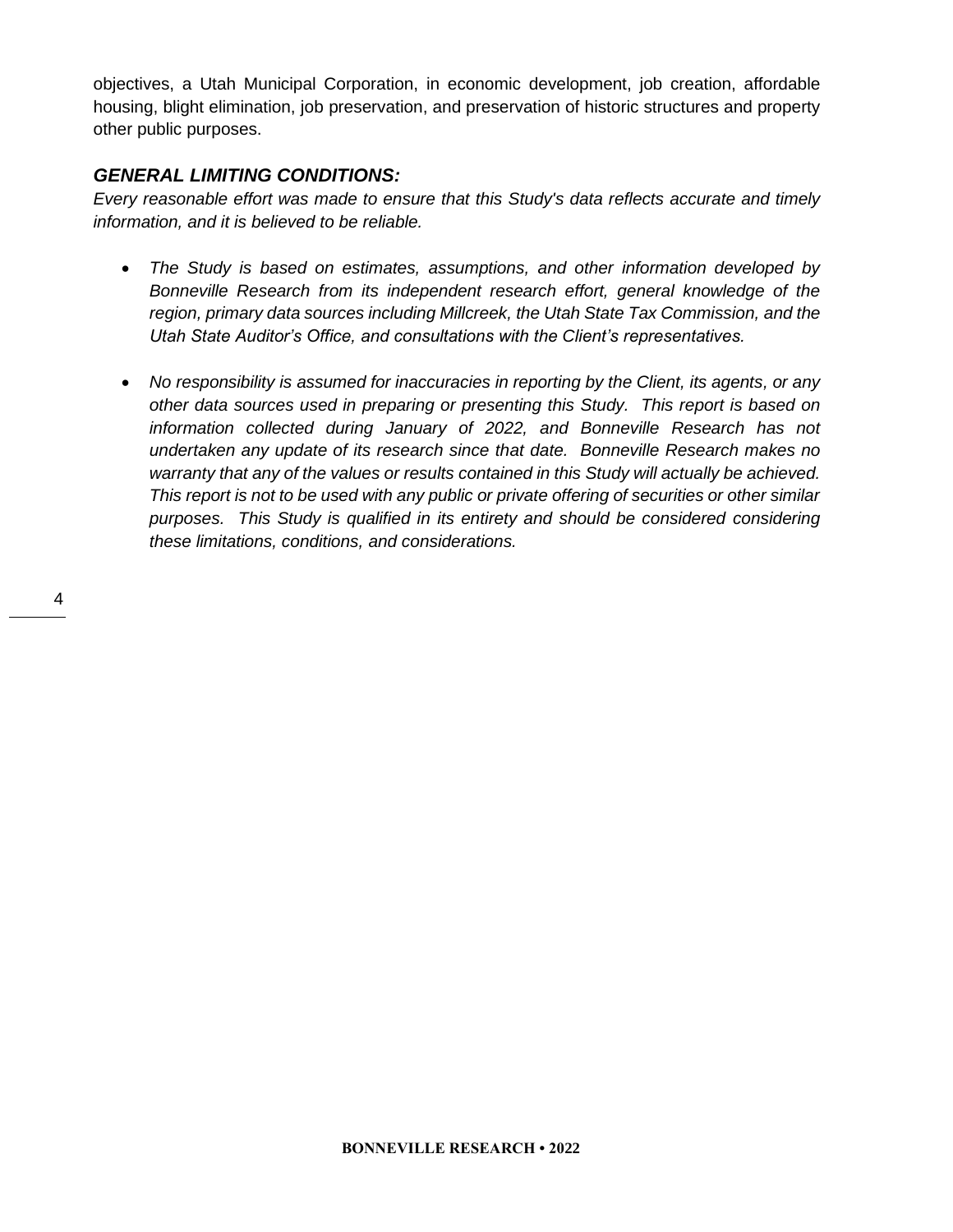objectives, a Utah Municipal Corporation, in economic development, job creation, affordable housing, blight elimination, job preservation, and preservation of historic structures and property other public purposes.

### *GENERAL LIMITING CONDITIONS:*

*Every reasonable effort was made to ensure that this Study's data reflects accurate and timely information, and it is believed to be reliable.*

- *The Study is based on estimates, assumptions, and other information developed by Bonneville Research from its independent research effort, general knowledge of the region, primary data sources including Millcreek, the Utah State Tax Commission, and the Utah State Auditor's Office, and consultations with the Client's representatives.*

- *No responsibility is assumed for inaccuracies in reporting by the Client, its agents, or any other data sources used in preparing or presenting this Study. This report is based on information collected during January of 2022, and Bonneville Research has not undertaken any update of its research since that date. Bonneville Research makes no warranty that any of the values or results contained in this Study will actually be achieved. This report is not to be used with any public or private offering of securities or other similar purposes. This Study is qualified in its entirety and should be considered considering these limitations, conditions, and considerations.*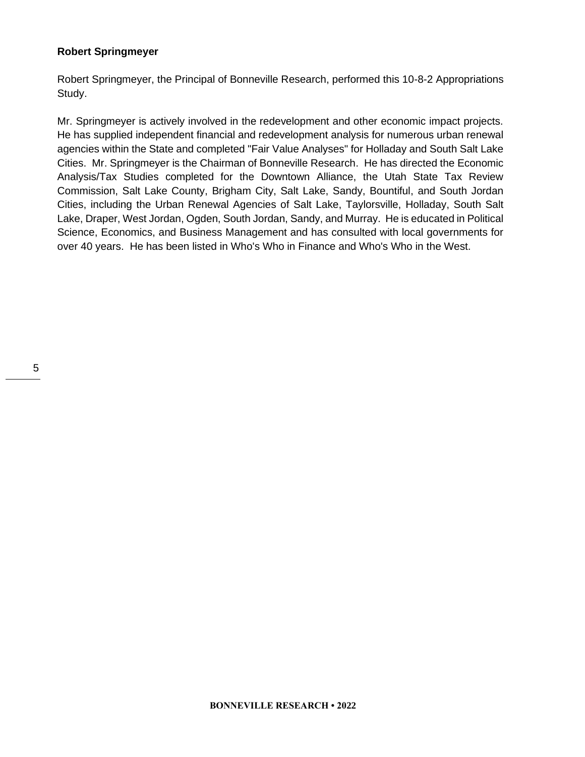**Robert Springmeyer**

Robert Springmeyer, the Principal of Bonneville Research, performed this 10-8-2 Appropriations Study.

Mr. Springmeyer is actively involved in the redevelopment and other economic impact projects. He has supplied independent financial and redevelopment analysis for numerous urban renewal agencies within the State and completed "Fair Value Analyses" for Holladay and South Salt Lake Cities. Mr. Springmeyer is the Chairman of Bonneville Research. He has directed the Economic Analysis/Tax Studies completed for the Downtown Alliance, the Utah State Tax Review Commission, Salt Lake County, Brigham City, Salt Lake, Sandy, Bountiful, and South Jordan Cities, including the Urban Renewal Agencies of Salt Lake, Taylorsville, Holladay, South Salt Lake, Draper, West Jordan, Ogden, South Jordan, Sandy, and Murray. He is educated in Political Science, Economics, and Business Management and has consulted with local governments for over 40 years. He has been listed in Who's Who in Finance and Who's Who in the West.